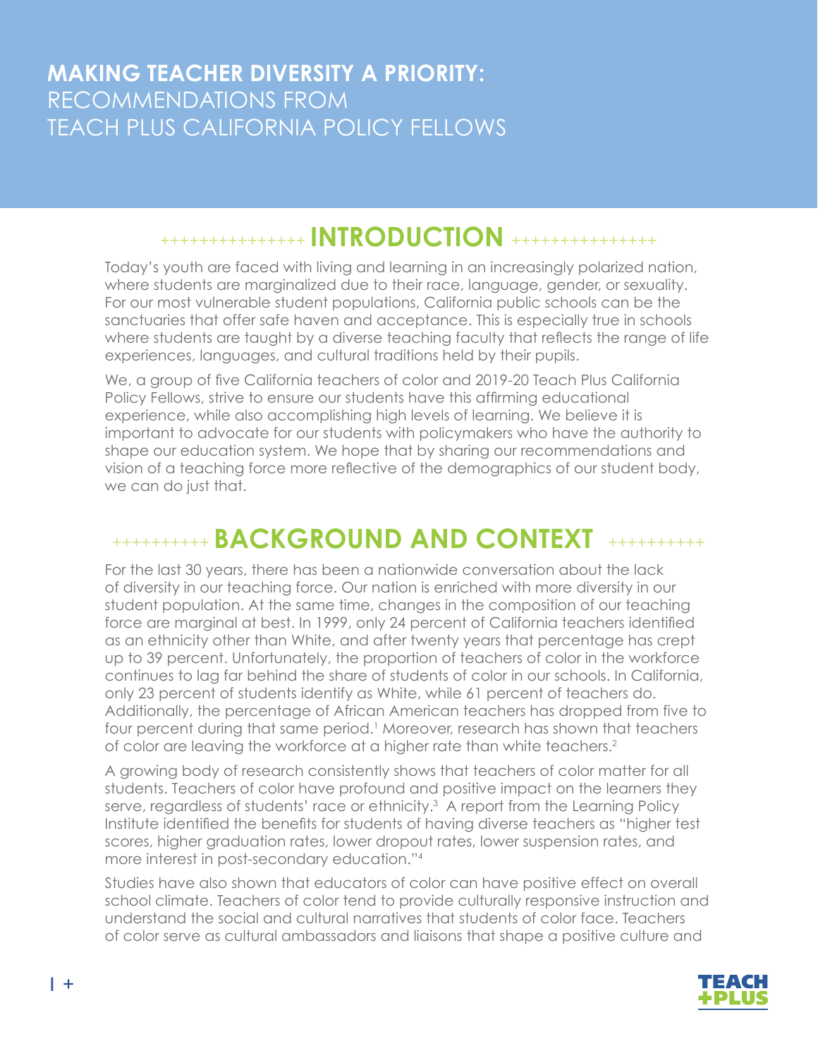# MAKING TEACHER DIVERSITY A PRIORITY: RECOMMENDATIONS FROM TEACH PLUS CALIFORNIA POLICY FELLOWS

## INTRODUCTION

Today's youth are faced with living and learning in an increasingly polarized nation, where students are marginalized due to their race, language, gender, or sexuality. For our most vulnerable student populations, California public schools can be the sanctuaries that offer safe haven and acceptance. This is especially true in schools where students are taught by a diverse teaching faculty that reflects the range of life experiences, languages, and cultural traditions held by their pupils.

We, a group of five California teachers of color and 2019-20 Teach Plus California Policy Fellows, strive to ensure our students have this affirming educational experience, while also accomplishing high levels of learning. We believe it is important to advocate for our students with policymakers who have the authority to shape our education system. We hope that by sharing our recommendations and vision of a teaching force more reflective of the demographics of our student body, we can do just that.

## BACKGROUND AND CONTEXT

For the last 30 years, there has been a nationwide conversation about the lack of diversity in our teaching force. Our nation is enriched with more diversity in our student population. At the same time, changes in the composition of our teaching force are marginal at best. In 1999, only 24 percent of California teachers identified as an ethnicity other than White, and after twenty years that percentage has crept up to 39 percent. Unfortunately, the proportion of teachers of color in the workforce continues to lag far behind the share of students of color in our schools. In California, only 23 percent of students identify as White, while 61 percent of teachers do. Additionally, the percentage of African American teachers has dropped from five to four percent during that same period.[1] Moreover, research has shown that teachers of color are leaving the workforce at a higher rate than white teachers.[2]

A growing body of research consistently shows that teachers of color matter for all students. Teachers of color have profound and positive impact on the learners they serve, regardless of students' race or ethnicity.[3] A report from the Learning Policy Institute identified the benefits for students of having diverse teachers as "higher test scores, higher graduation rates, lower dropout rates, lower suspension rates, and more interest in post-secondary education."[4]

Studies have also shown that educators of color can have positive effect on overall school climate. Teachers of color tend to provide culturally responsive instruction and understand the social and cultural narratives that students of color face. Teachers of color serve as cultural ambassadors and liaisons that shape a positive culture and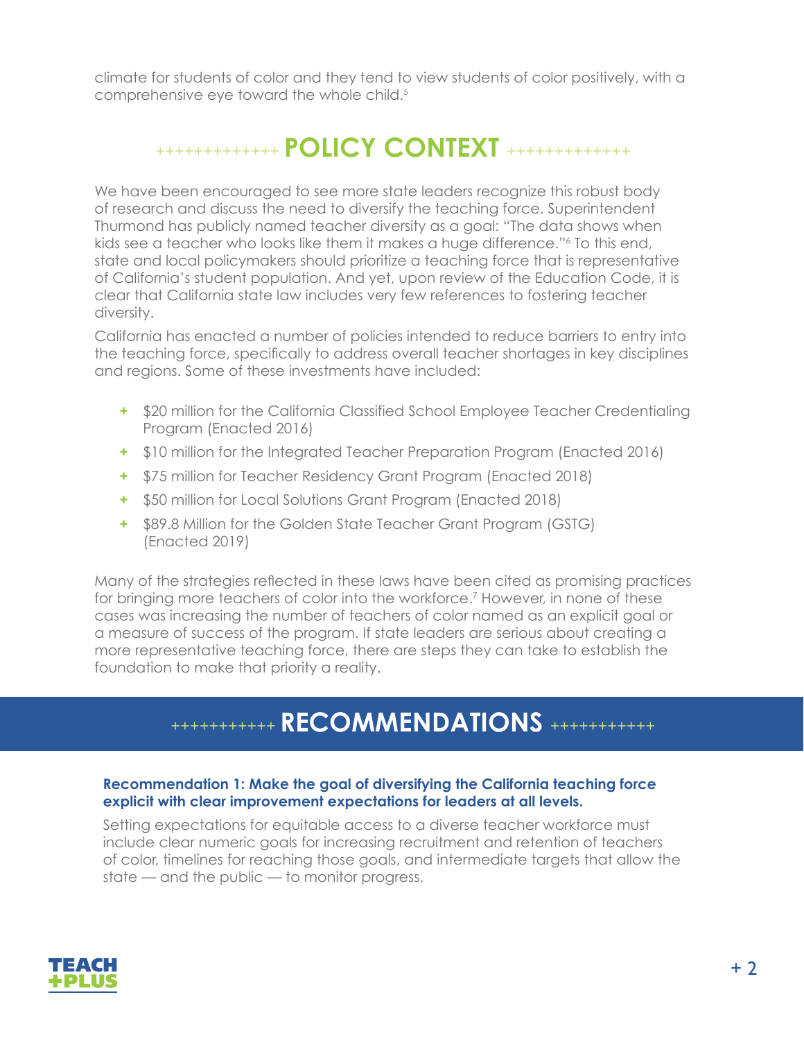climate for students of color and they tend to view students of color positively, with a comprehensive eye toward the whole child.[5]

## POLICY CONTEXT

We have been encouraged to see more state leaders recognize this robust body of research and discuss the need to diversify the teaching force. Superintendent Thurmond has publicly named teacher diversity as a goal: "The data shows when kids see a teacher who looks like them it makes a huge difference."[6] To this end, state and local policymakers should prioritize a teaching force that is representative of California's student population. And yet, upon review of the Education Code, it is clear that California state law includes very few references to fostering teacher diversity.

California has enacted a number of policies intended to reduce barriers to entry into the teaching force, specifically to address overall teacher shortages in key disciplines and regions. Some of these investments have included:

- $20 million for the California Classified School Employee Teacher Credentialing Program (Enacted 2016)
- $10 million for the Integrated Teacher Preparation Program (Enacted 2016)
- $75 million for Teacher Residency Grant Program (Enacted 2018)
- $50 million for Local Solutions Grant Program (Enacted 2018)
- $89.8 Million for the Golden State Teacher Grant Program (GSTG) (Enacted 2019)

Many of the strategies reflected in these laws have been cited as promising practices for bringing more teachers of color into the workforce.[7] However, in none of these cases was increasing the number of teachers of color named as an explicit goal or a measure of success of the program. If state leaders are serious about creating a more representative teaching force, there are steps they can take to establish the foundation to make that priority a reality.

## RECOMMENDATIONS

**Recommendation 1: Make the goal of diversifying the California teaching force explicit with clear improvement expectations for leaders at all levels.**

Setting expectations for equitable access to a diverse teacher workforce must include clear numeric goals for increasing recruitment and retention of teachers of color, timelines for reaching those goals, and intermediate targets that allow the state — and the public — to monitor progress.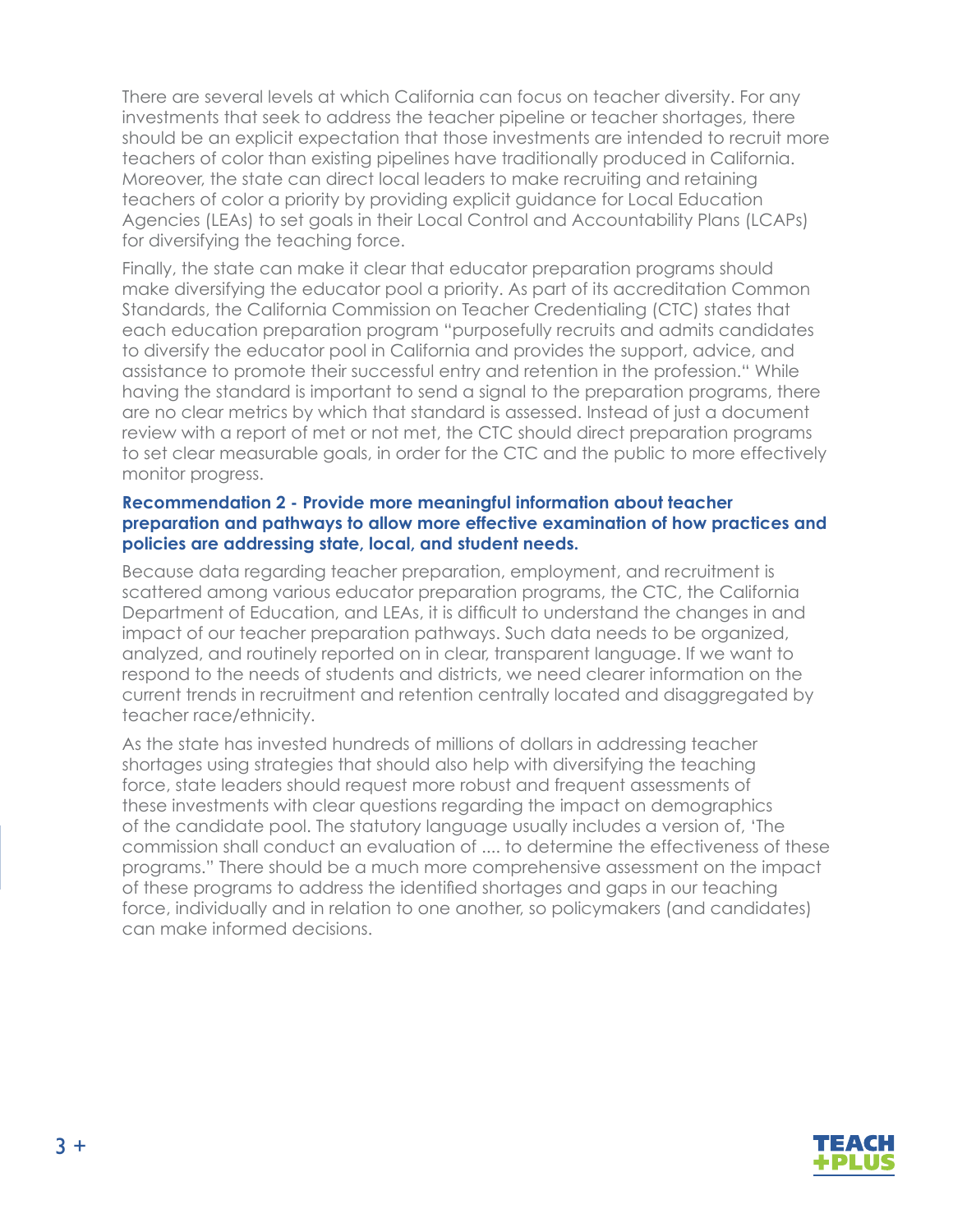There are several levels at which California can focus on teacher diversity. For any investments that seek to address the teacher pipeline or teacher shortages, there should be an explicit expectation that those investments are intended to recruit more teachers of color than existing pipelines have traditionally produced in California. Moreover, the state can direct local leaders to make recruiting and retaining teachers of color a priority by providing explicit guidance for Local Education Agencies (LEAs) to set goals in their Local Control and Accountability Plans (LCAPs) for diversifying the teaching force.

Finally, the state can make it clear that educator preparation programs should make diversifying the educator pool a priority. As part of its accreditation Common Standards, the California Commission on Teacher Credentialing (CTC) states that each education preparation program "purposefully recruits and admits candidates to diversify the educator pool in California and provides the support, advice, and assistance to promote their successful entry and retention in the profession." While having the standard is important to send a signal to the preparation programs, there are no clear metrics by which that standard is assessed. Instead of just a document review with a report of met or not met, the CTC should direct preparation programs to set clear measurable goals, in order for the CTC and the public to more effectively monitor progress.

**Recommendation 2 - Provide more meaningful information about teacher preparation and pathways to allow more effective examination of how practices and policies are addressing state, local, and student needs.**

Because data regarding teacher preparation, employment, and recruitment is scattered among various educator preparation programs, the CTC, the California Department of Education, and LEAs, it is difficult to understand the changes in and impact of our teacher preparation pathways. Such data needs to be organized, analyzed, and routinely reported on in clear, transparent language. If we want to respond to the needs of students and districts, we need clearer information on the current trends in recruitment and retention centrally located and disaggregated by teacher race/ethnicity.

As the state has invested hundreds of millions of dollars in addressing teacher shortages using strategies that should also help with diversifying the teaching force, state leaders should request more robust and frequent assessments of these investments with clear questions regarding the impact on demographics of the candidate pool. The statutory language usually includes a version of, 'The commission shall conduct an evaluation of .... to determine the effectiveness of these programs." There should be a much more comprehensive assessment on the impact of these programs to address the identified shortages and gaps in our teaching force, individually and in relation to one another, so policymakers (and candidates) can make informed decisions.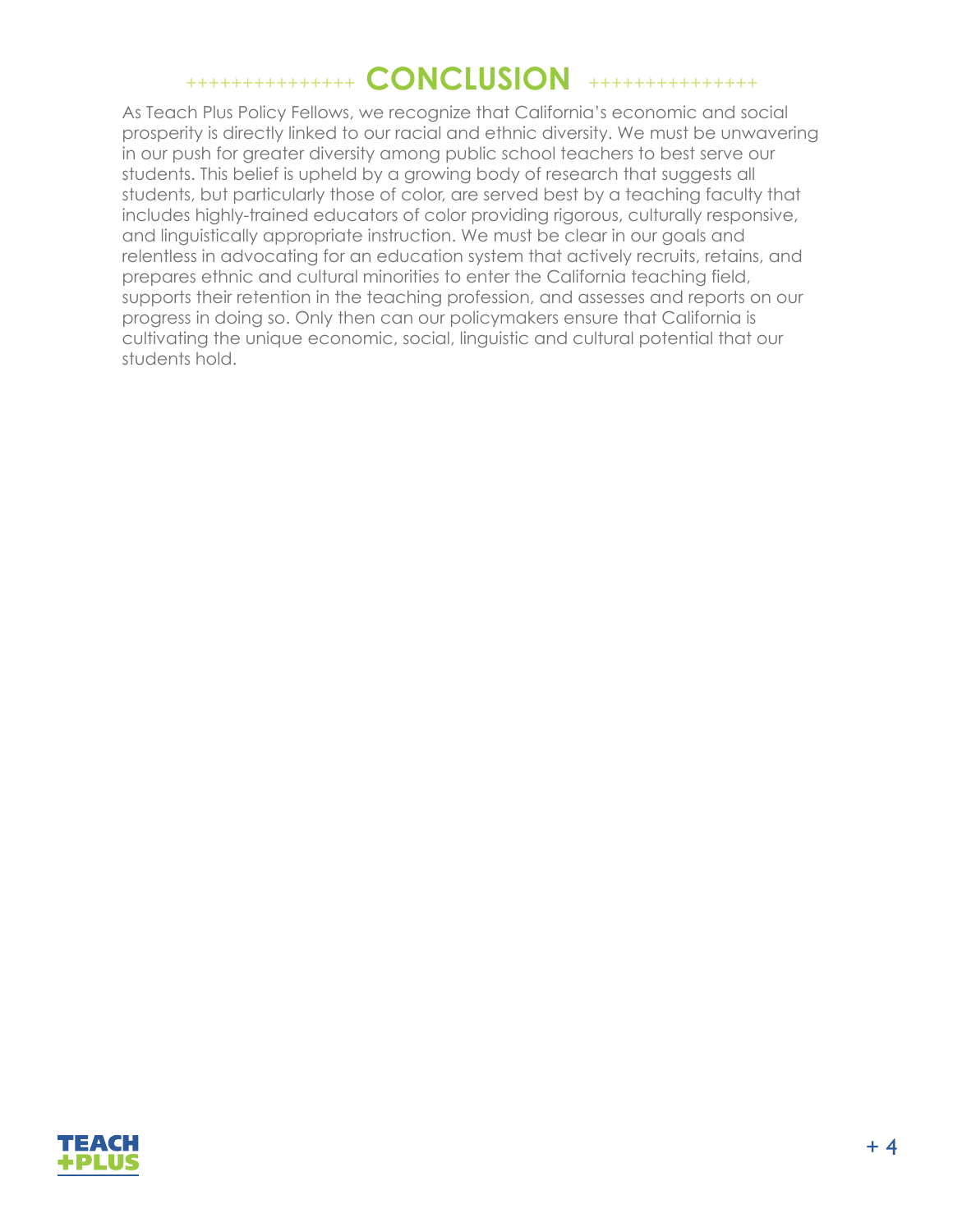# CONCLUSION

As Teach Plus Policy Fellows, we recognize that California's economic and social prosperity is directly linked to our racial and ethnic diversity. We must be unwavering in our push for greater diversity among public school teachers to best serve our students. This belief is upheld by a growing body of research that suggests all students, but particularly those of color, are served best by a teaching faculty that includes highly-trained educators of color providing rigorous, culturally responsive, and linguistically appropriate instruction. We must be clear in our goals and relentless in advocating for an education system that actively recruits, retains, and prepares ethnic and cultural minorities to enter the California teaching field, supports their retention in the teaching profession, and assesses and reports on our progress in doing so. Only then can our policymakers ensure that California is cultivating the unique economic, social, linguistic and cultural potential that our students hold.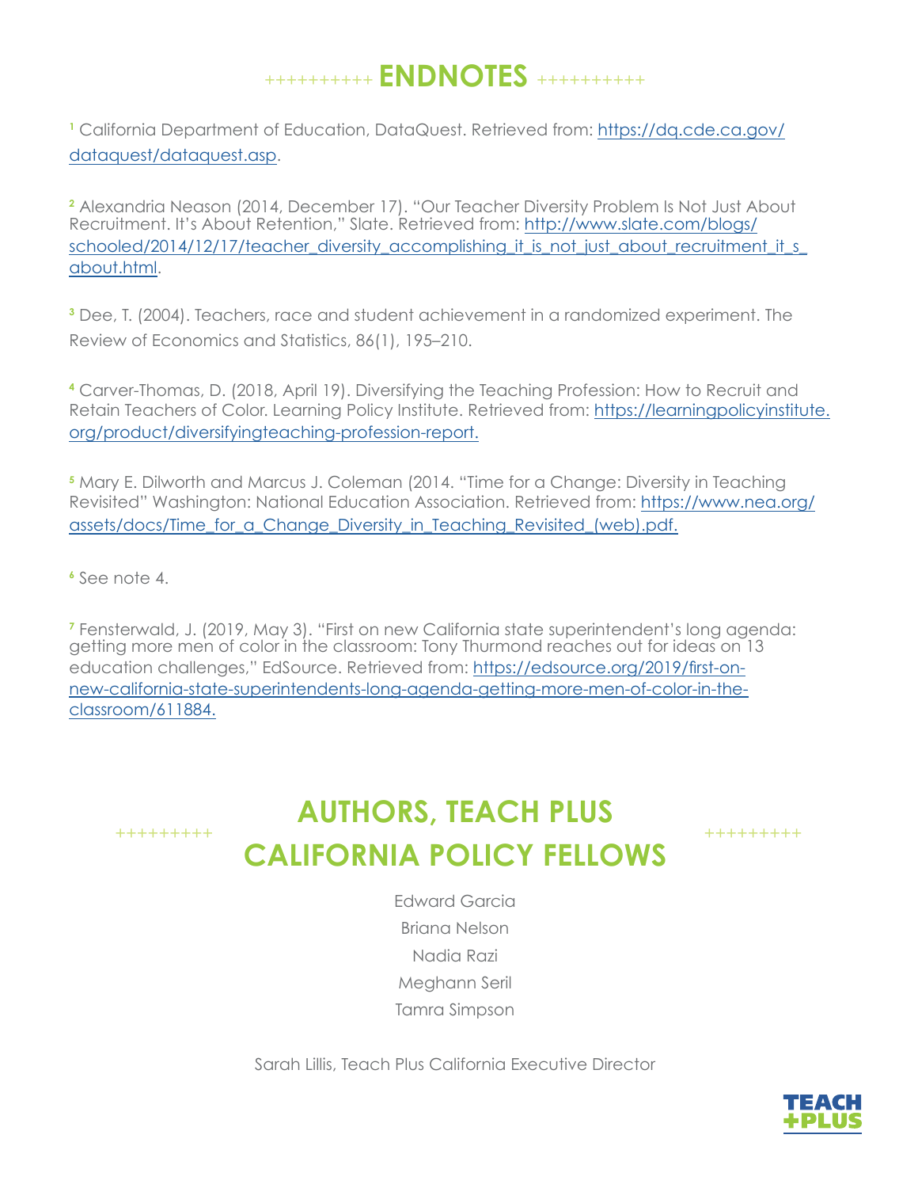## ENDNOTES

[1] California Department of Education, DataQuest. Retrieved from: https://dq.cde.ca.gov/dataquest/dataquest.asp.

[2] Alexandria Neason (2014, December 17). "Our Teacher Diversity Problem Is Not Just About Recruitment. It's About Retention," Slate. Retrieved from: http://www.slate.com/blogs/schooled/2014/12/17/teacher_diversity_accomplishing_it_is_not_just_about_recruitment_it_s_about.html.

[3] Dee, T. (2004). Teachers, race and student achievement in a randomized experiment. The Review of Economics and Statistics, 86(1), 195–210.

[4] Carver-Thomas, D. (2018, April 19). Diversifying the Teaching Profession: How to Recruit and Retain Teachers of Color. Learning Policy Institute. Retrieved from: https://learningpolicyinstitute.org/product/diversifyingteaching-profession-report.

[5] Mary E. Dilworth and Marcus J. Coleman (2014. "Time for a Change: Diversity in Teaching Revisited" Washington: National Education Association. Retrieved from: https://www.nea.org/assets/docs/Time_for_a_Change_Diversity_in_Teaching_Revisited_(web).pdf.

[6] See note 4.

[7] Fensterwald, J. (2019, May 3). "First on new California state superintendent's long agenda: getting more men of color in the classroom: Tony Thurmond reaches out for ideas on 13 education challenges," EdSource. Retrieved from: https://edsource.org/2019/first-on-new-california-state-superintendents-long-agenda-getting-more-men-of-color-in-the-classroom/611884.

## AUTHORS, TEACH PLUS CALIFORNIA POLICY FELLOWS

Edward Garcia

Briana Nelson

Nadia Razi

Meghann Seril

Tamra Simpson

Sarah Lillis, Teach Plus California Executive Director

TEACH +PLUS